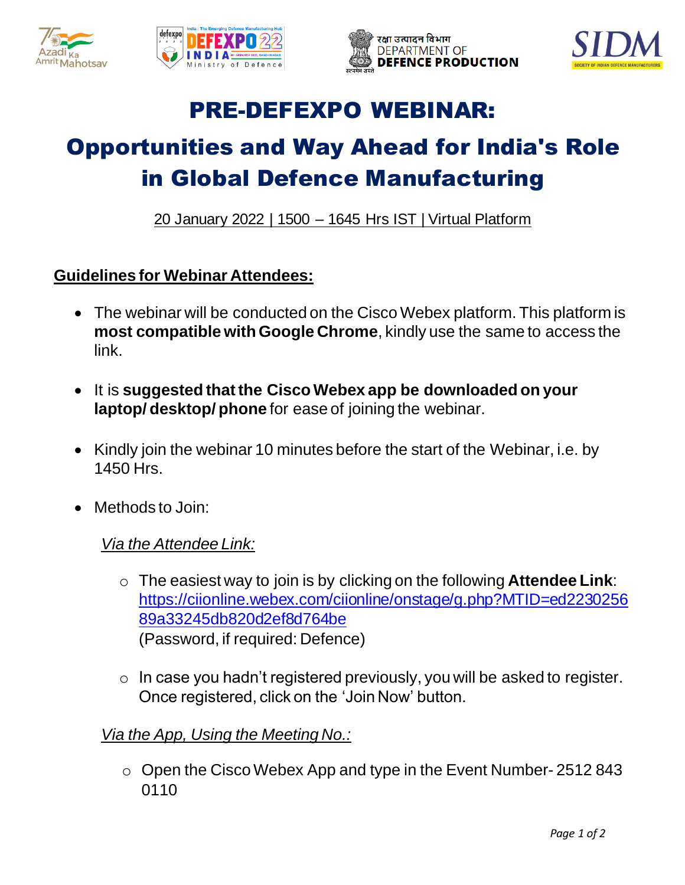# PRE-DEFEXPO WEBINAR:

# Opportunities and Way Ahead for India's Role in Global Defence Manufacturing

20 January 2022 | 1500 – 1645 Hrs IST | Virtual Platform

## Guidelines for Webinar Attendees:

- The webinar will be conducted on the Cisco Webex platform. This platform is **most compatible with Google Chrome**, kindly use the same to access the link.

- It is **suggested that the Cisco Webex app be downloaded on your laptop/ desktop/ phone** for ease of joining the webinar.

- Kindly join the webinar 10 minutes before the start of the Webinar, i.e. by 1450 Hrs.

- Methods to Join:

  *Via the Attendee Link:*

  - The easiest way to join is by clicking on the following **Attendee Link**: https://ciionline.webex.com/ciionline/onstage/g.php?MTID=ed223025689a33245db820d2ef8d764be (Password, if required: Defence)

  - In case you hadn't registered previously, you will be asked to register. Once registered, click on the 'Join Now' button.

  *Via the App, Using the Meeting No.:*

  - Open the Cisco Webex App and type in the Event Number- 2512 843 0110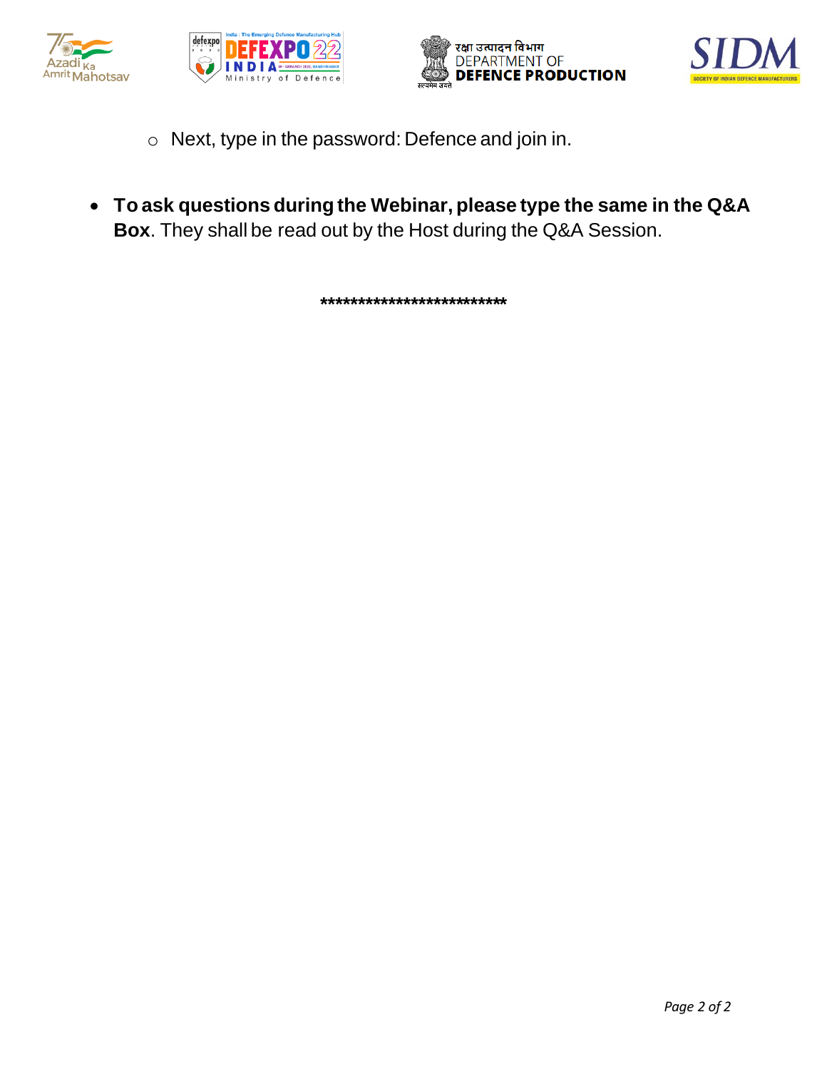- Next, type in the password: Defence and join in.

- **To ask questions during the Webinar, please type the same in the Q&A Box**. They shall be read out by the Host during the Q&A Session.

*************************